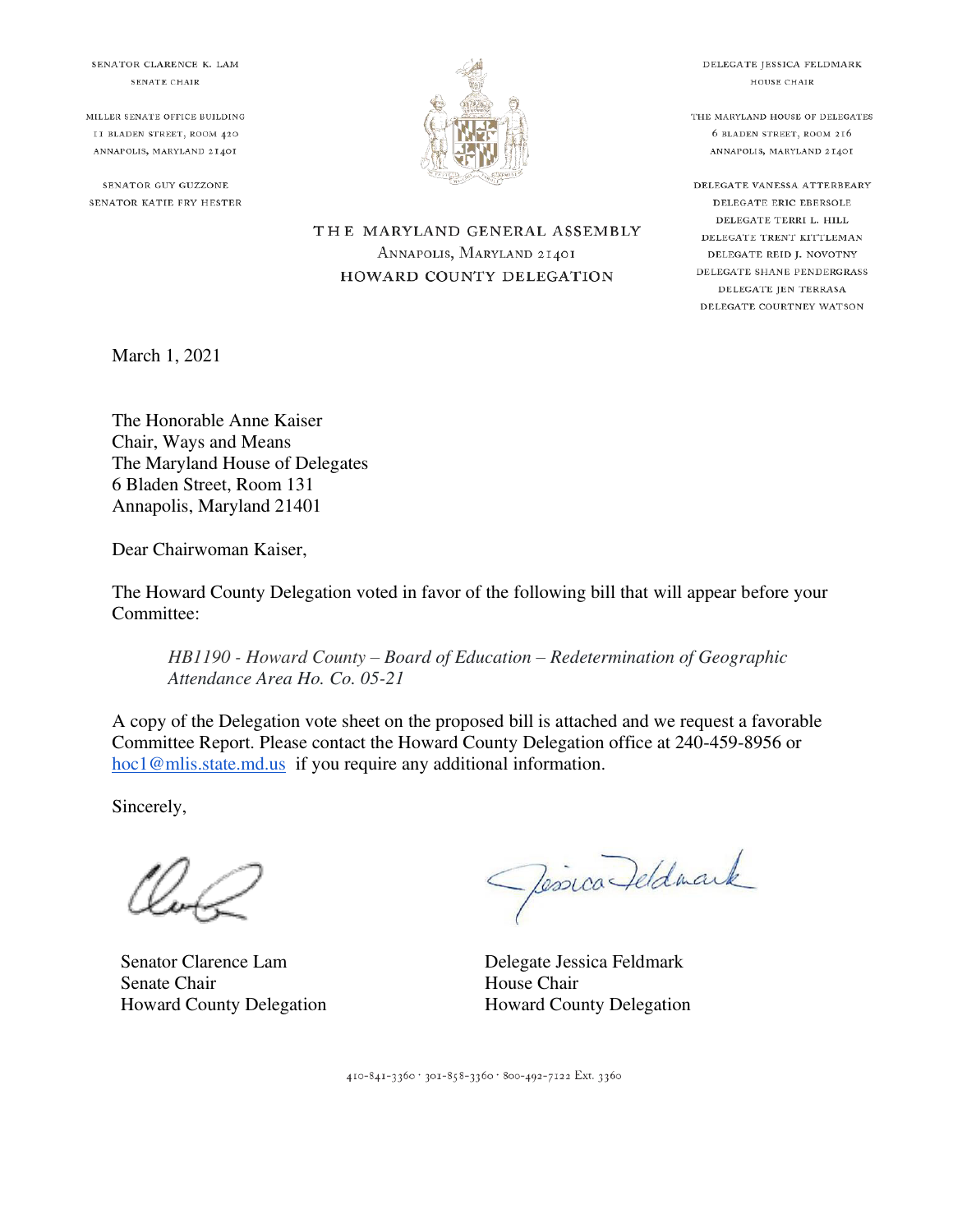SENATOR CLARENCE K. LAM
SENATE CHAIR

MILLER SENATE OFFICE BUILDING
11 BLADEN STREET, ROOM 420
ANNAPOLIS, MARYLAND 21401

SENATOR GUY GUZZONE
SENATOR KATIE FRY HESTER

DELEGATE JESSICA FELDMARK
HOUSE CHAIR

THE MARYLAND HOUSE OF DELEGATES
6 BLADEN STREET, ROOM 216
ANNAPOLIS, MARYLAND 21401

DELEGATE VANESSA ATTERBEARY
DELEGATE ERIC EBERSOLE
DELEGATE TERRI L. HILL
DELEGATE TRENT KITTLEMAN
DELEGATE REID J. NOVOTNY
DELEGATE SHANE PENDERGRASS
DELEGATE JEN TERRASA
DELEGATE COURTNEY WATSON

THE MARYLAND GENERAL ASSEMBLY
ANNAPOLIS, MARYLAND 21401
HOWARD COUNTY DELEGATION

March 1, 2021

The Honorable Anne Kaiser
Chair, Ways and Means
The Maryland House of Delegates
6 Bladen Street, Room 131
Annapolis, Maryland 21401

Dear Chairwoman Kaiser,

The Howard County Delegation voted in favor of the following bill that will appear before your Committee:

> *HB1190 - Howard County – Board of Education – Redetermination of Geographic Attendance Area Ho. Co. 05-21*

A copy of the Delegation vote sheet on the proposed bill is attached and we request a favorable Committee Report. Please contact the Howard County Delegation office at 240-459-8956 or hoc1@mlis.state.md.us if you require any additional information.

Sincerely,

Senator Clarence Lam
Senate Chair
Howard County Delegation

Delegate Jessica Feldmark
House Chair
Howard County Delegation

410-841-3360 · 301-858-3360 · 800-492-7122 Ext. 3360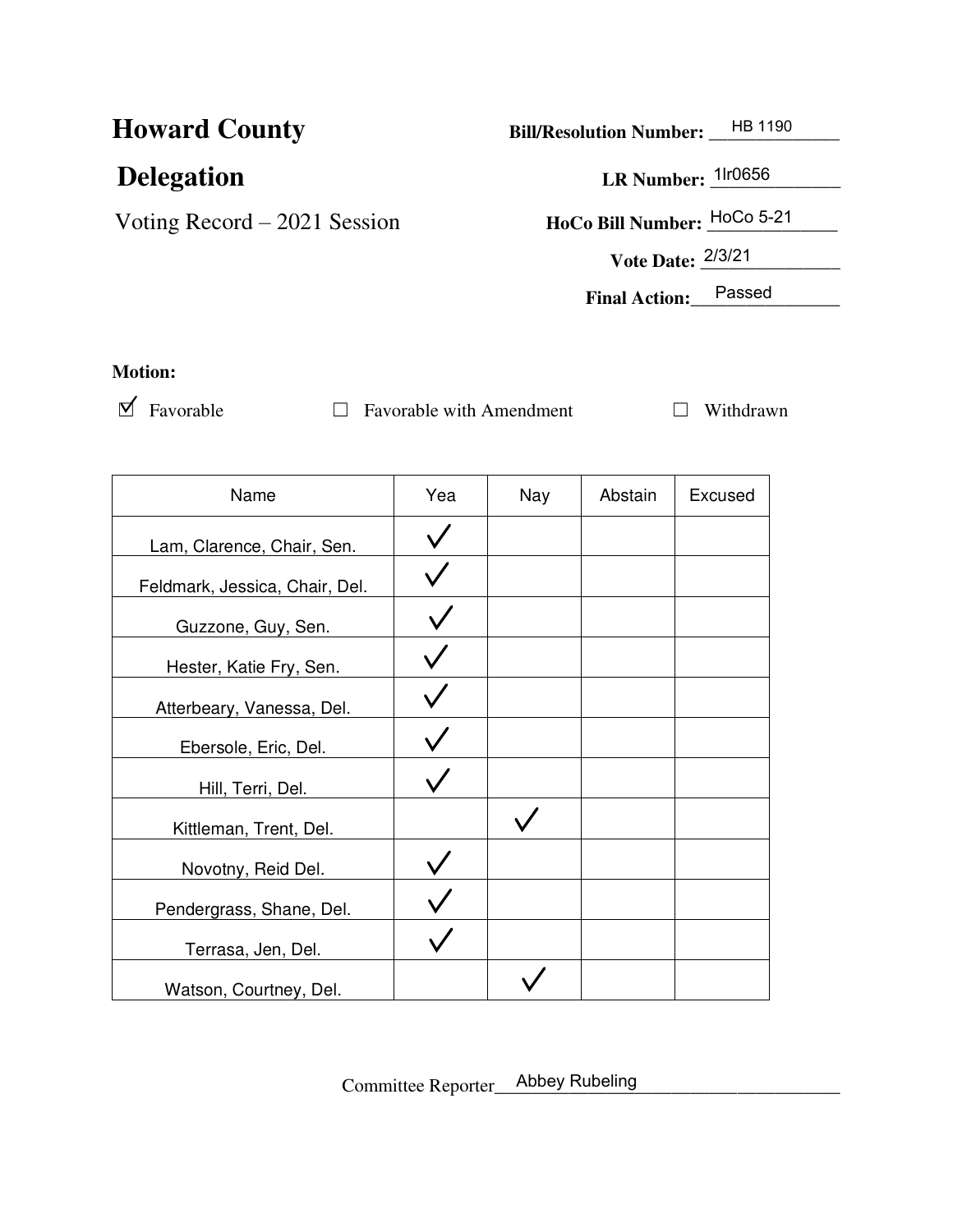# Howard County

# Delegation

Voting Record – 2021 Session

**Bill/Resolution Number:** HB 1190

**LR Number:** 1lr0656

**HoCo Bill Number:** HoCo 5-21

**Vote Date:** 2/3/21

**Final Action:** Passed

**Motion:**

☑ Favorable ☐ Favorable with Amendment ☐ Withdrawn

| Name | Yea | Nay | Abstain | Excused |
|---|---|---|---|---|
| Lam, Clarence, Chair, Sen. | ✓ | | | |
| Feldmark, Jessica, Chair, Del. | ✓ | | | |
| Guzzone, Guy, Sen. | ✓ | | | |
| Hester, Katie Fry, Sen. | ✓ | | | |
| Atterbeary, Vanessa, Del. | ✓ | | | |
| Ebersole, Eric, Del. | ✓ | | | |
| Hill, Terri, Del. | ✓ | | | |
| Kittleman, Trent, Del. | | ✓ | | |
| Novotny, Reid Del. | ✓ | | | |
| Pendergrass, Shane, Del. | ✓ | | | |
| Terrasa, Jen, Del. | ✓ | | | |
| Watson, Courtney, Del. | | ✓ | | |

Committee Reporter Abbey Rubeling